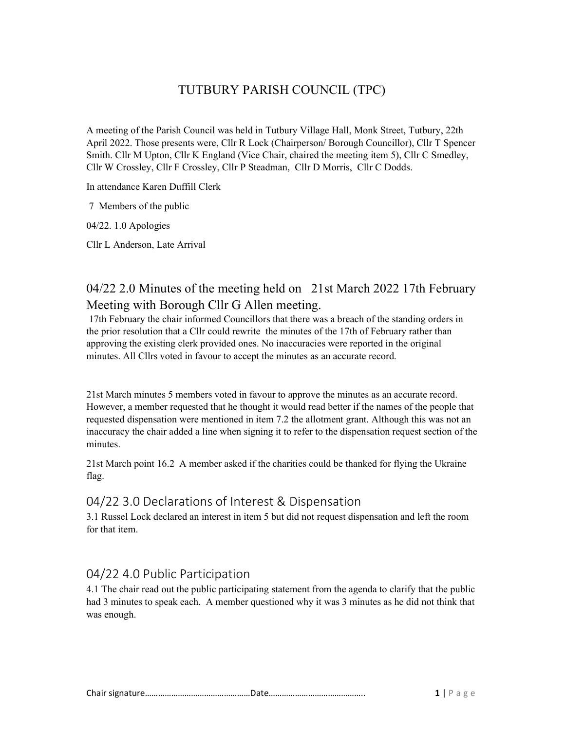# TUTBURY PARISH COUNCIL (TPC)

A meeting of the Parish Council was held in Tutbury Village Hall, Monk Street, Tutbury, 22th April 2022. Those presents were, Cllr R Lock (Chairperson/ Borough Councillor), Cllr T Spencer Smith. Cllr M Upton, Cllr K England (Vice Chair, chaired the meeting item 5), Cllr C Smedley, Cllr W Crossley, Cllr F Crossley, Cllr P Steadman, Cllr D Morris, Cllr C Dodds.

In attendance Karen Duffill Clerk

7 Members of the public

04/22. 1.0 Apologies

Cllr L Anderson, Late Arrival

## 04/22 2.0 Minutes of the meeting held on 21st March 2022 17th February Meeting with Borough Cllr G Allen meeting.

17th February the chair informed Councillors that there was a breach of the standing orders in the prior resolution that a Cllr could rewrite the minutes of the 17th of February rather than approving the existing clerk provided ones. No inaccuracies were reported in the original minutes. All Cllrs voted in favour to accept the minutes as an accurate record.

21st March minutes 5 members voted in favour to approve the minutes as an accurate record. However, a member requested that he thought it would read better if the names of the people that requested dispensation were mentioned in item 7.2 the allotment grant. Although this was not an inaccuracy the chair added a line when signing it to refer to the dispensation request section of the minutes.

21st March point 16.2 A member asked if the charities could be thanked for flying the Ukraine flag.

## 04/22 3.0 Declarations of Interest & Dispensation

3.1 Russel Lock declared an interest in item 5 but did not request dispensation and left the room for that item.

## 04/22 4.0 Public Participation

4.1 The chair read out the public participating statement from the agenda to clarify that the public had 3 minutes to speak each. A member questioned why it was 3 minutes as he did not think that was enough.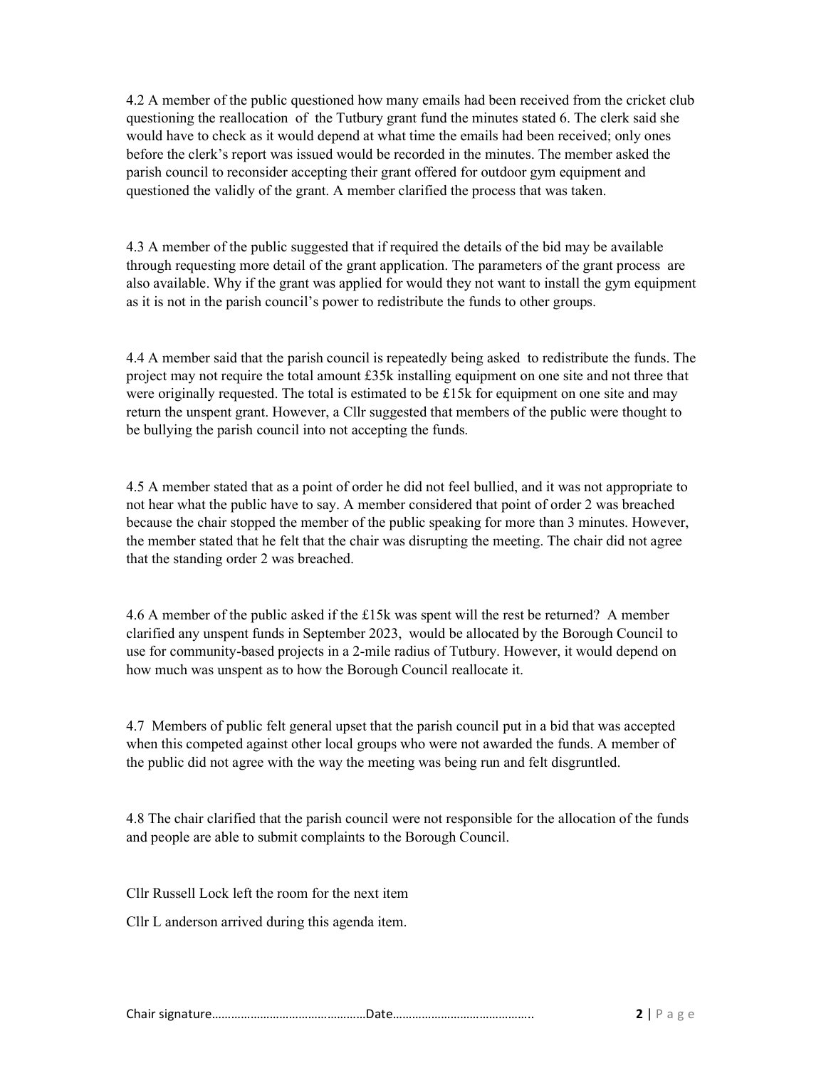4.2 A member of the public questioned how many emails had been received from the cricket club questioning the reallocation of the Tutbury grant fund the minutes stated 6. The clerk said she would have to check as it would depend at what time the emails had been received; only ones before the clerk's report was issued would be recorded in the minutes. The member asked the parish council to reconsider accepting their grant offered for outdoor gym equipment and questioned the validly of the grant. A member clarified the process that was taken.

4.3 A member of the public suggested that if required the details of the bid may be available through requesting more detail of the grant application. The parameters of the grant process are also available. Why if the grant was applied for would they not want to install the gym equipment as it is not in the parish council's power to redistribute the funds to other groups.

4.4 A member said that the parish council is repeatedly being asked to redistribute the funds. The project may not require the total amount £35k installing equipment on one site and not three that were originally requested. The total is estimated to be £15k for equipment on one site and may return the unspent grant. However, a Cllr suggested that members of the public were thought to be bullying the parish council into not accepting the funds.

4.5 A member stated that as a point of order he did not feel bullied, and it was not appropriate to not hear what the public have to say. A member considered that point of order 2 was breached because the chair stopped the member of the public speaking for more than 3 minutes. However, the member stated that he felt that the chair was disrupting the meeting. The chair did not agree that the standing order 2 was breached.

4.6 A member of the public asked if the £15k was spent will the rest be returned? A member clarified any unspent funds in September 2023, would be allocated by the Borough Council to use for community-based projects in a 2-mile radius of Tutbury. However, it would depend on how much was unspent as to how the Borough Council reallocate it.

4.7 Members of public felt general upset that the parish council put in a bid that was accepted when this competed against other local groups who were not awarded the funds. A member of the public did not agree with the way the meeting was being run and felt disgruntled.

4.8 The chair clarified that the parish council were not responsible for the allocation of the funds and people are able to submit complaints to the Borough Council.

Cllr Russell Lock left the room for the next item

Cllr L anderson arrived during this agenda item.

Chair signature……………………………………………Date……………………………………..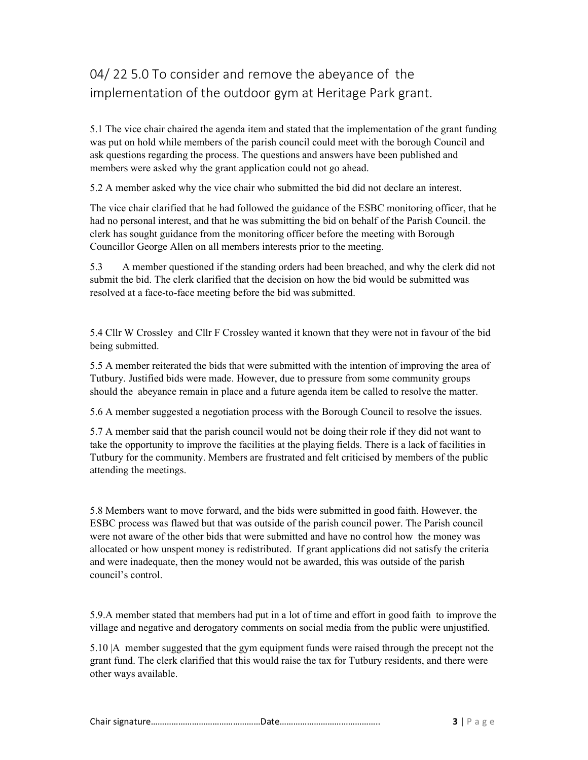## 04/ 22 5.0 To consider and remove the abeyance of the implementation of the outdoor gym at Heritage Park grant.

5.1 The vice chair chaired the agenda item and stated that the implementation of the grant funding was put on hold while members of the parish council could meet with the borough Council and ask questions regarding the process. The questions and answers have been published and members were asked why the grant application could not go ahead.

5.2 A member asked why the vice chair who submitted the bid did not declare an interest.

The vice chair clarified that he had followed the guidance of the ESBC monitoring officer, that he had no personal interest, and that he was submitting the bid on behalf of the Parish Council. the clerk has sought guidance from the monitoring officer before the meeting with Borough Councillor George Allen on all members interests prior to the meeting.

5.3 A member questioned if the standing orders had been breached, and why the clerk did not submit the bid. The clerk clarified that the decision on how the bid would be submitted was resolved at a face-to-face meeting before the bid was submitted.

5.4 Cllr W Crossley and Cllr F Crossley wanted it known that they were not in favour of the bid being submitted.

5.5 A member reiterated the bids that were submitted with the intention of improving the area of Tutbury. Justified bids were made. However, due to pressure from some community groups should the abeyance remain in place and a future agenda item be called to resolve the matter.

5.6 A member suggested a negotiation process with the Borough Council to resolve the issues.

5.7 A member said that the parish council would not be doing their role if they did not want to take the opportunity to improve the facilities at the playing fields. There is a lack of facilities in Tutbury for the community. Members are frustrated and felt criticised by members of the public attending the meetings.

5.8 Members want to move forward, and the bids were submitted in good faith. However, the ESBC process was flawed but that was outside of the parish council power. The Parish council were not aware of the other bids that were submitted and have no control how the money was allocated or how unspent money is redistributed. If grant applications did not satisfy the criteria and were inadequate, then the money would not be awarded, this was outside of the parish council's control.

5.9.A member stated that members had put in a lot of time and effort in good faith to improve the village and negative and derogatory comments on social media from the public were unjustified.

5.10 |A member suggested that the gym equipment funds were raised through the precept not the grant fund. The clerk clarified that this would raise the tax for Tutbury residents, and there were other ways available.

Chair signature…………………………………………Date……………………………………..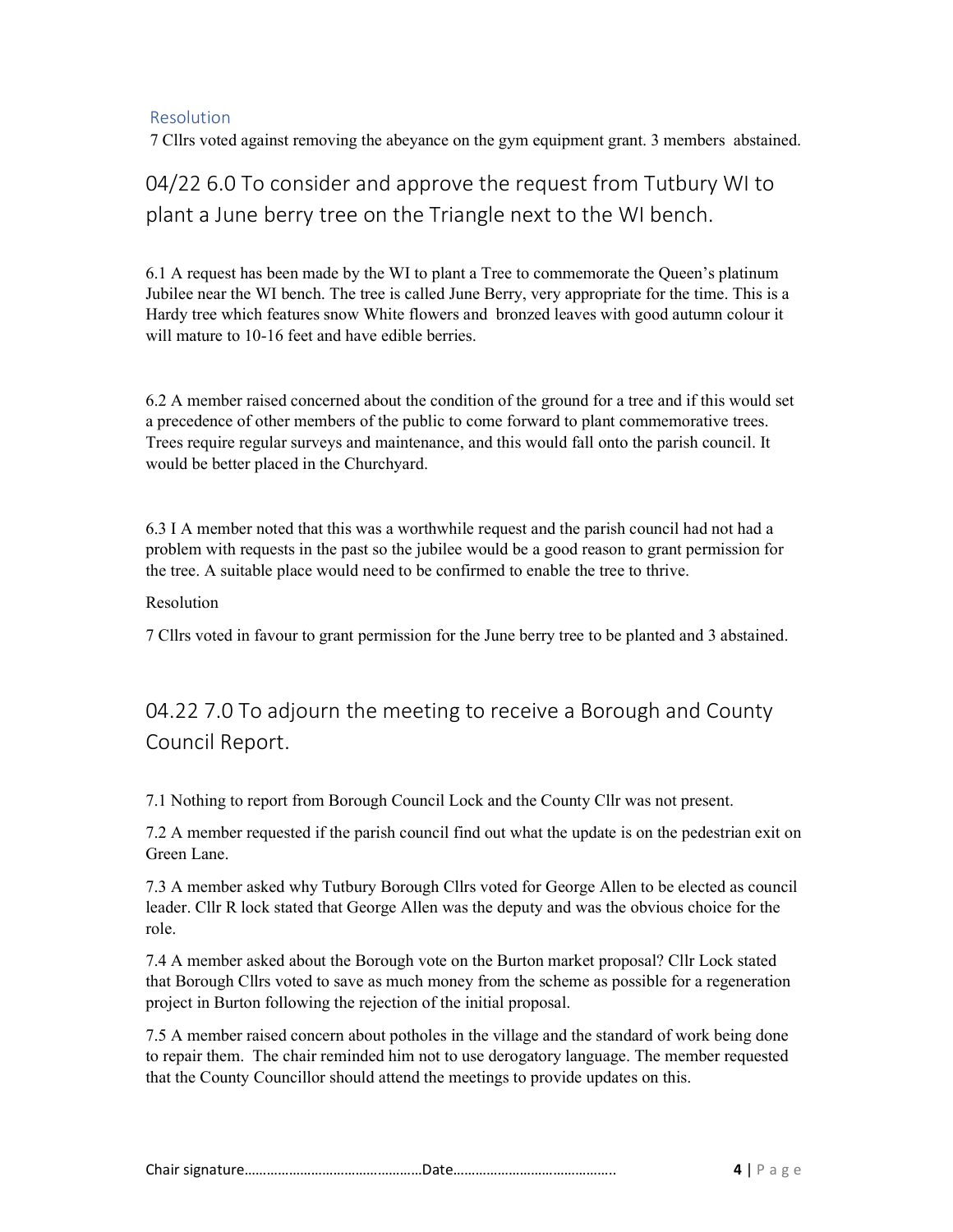### Resolution

7 Cllrs voted against removing the abeyance on the gym equipment grant. 3 members abstained.

## 04/22 6.0 To consider and approve the request from Tutbury WI to plant a June berry tree on the Triangle next to the WI bench.

6.1 A request has been made by the WI to plant a Tree to commemorate the Queen's platinum Jubilee near the WI bench. The tree is called June Berry, very appropriate for the time. This is a Hardy tree which features snow White flowers and bronzed leaves with good autumn colour it will mature to 10-16 feet and have edible berries.

6.2 A member raised concerned about the condition of the ground for a tree and if this would set a precedence of other members of the public to come forward to plant commemorative trees. Trees require regular surveys and maintenance, and this would fall onto the parish council. It would be better placed in the Churchyard.

6.3 I A member noted that this was a worthwhile request and the parish council had not had a problem with requests in the past so the jubilee would be a good reason to grant permission for the tree. A suitable place would need to be confirmed to enable the tree to thrive.

Resolution

7 Cllrs voted in favour to grant permission for the June berry tree to be planted and 3 abstained.

## 04.22 7.0 To adjourn the meeting to receive a Borough and County Council Report.

7.1 Nothing to report from Borough Council Lock and the County Cllr was not present.

7.2 A member requested if the parish council find out what the update is on the pedestrian exit on Green Lane.

7.3 A member asked why Tutbury Borough Cllrs voted for George Allen to be elected as council leader. Cllr R lock stated that George Allen was the deputy and was the obvious choice for the role.

7.4 A member asked about the Borough vote on the Burton market proposal? Cllr Lock stated that Borough Cllrs voted to save as much money from the scheme as possible for a regeneration project in Burton following the rejection of the initial proposal.

7.5 A member raised concern about potholes in the village and the standard of work being done to repair them. The chair reminded him not to use derogatory language. The member requested that the County Councillor should attend the meetings to provide updates on this.

Chair signature…………………………………………Date……………………………………..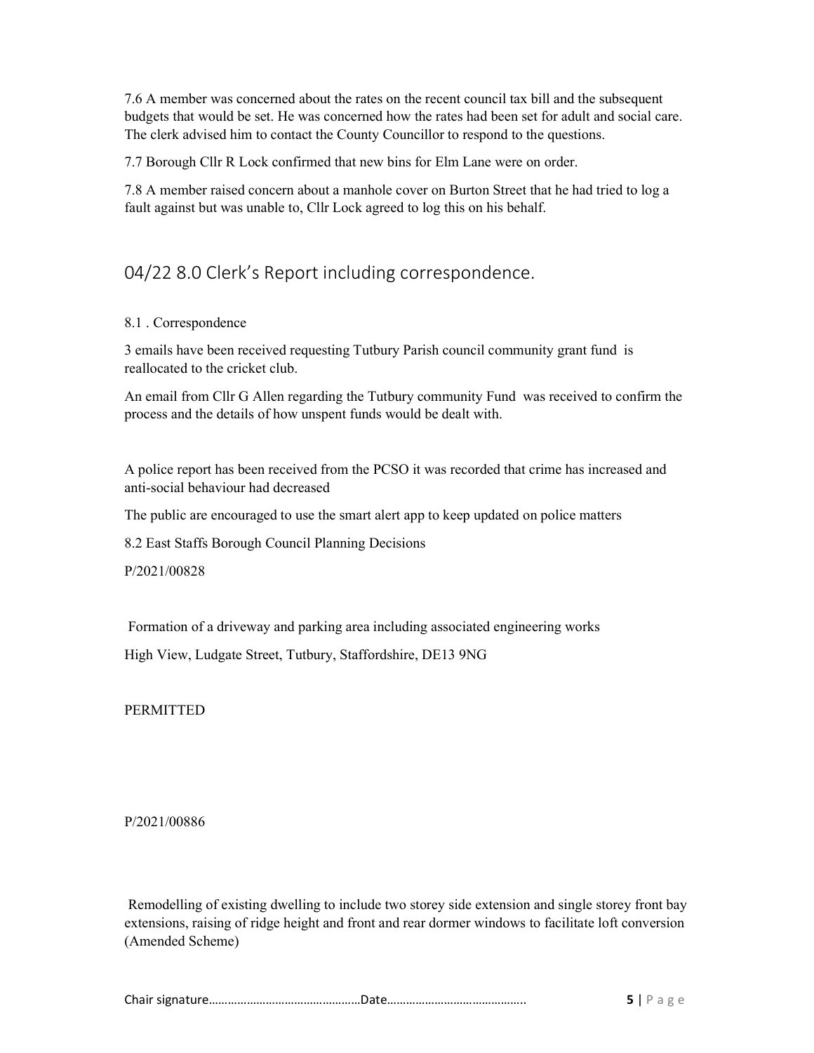7.6 A member was concerned about the rates on the recent council tax bill and the subsequent budgets that would be set. He was concerned how the rates had been set for adult and social care. The clerk advised him to contact the County Councillor to respond to the questions.

7.7 Borough Cllr R Lock confirmed that new bins for Elm Lane were on order.

7.8 A member raised concern about a manhole cover on Burton Street that he had tried to log a fault against but was unable to, Cllr Lock agreed to log this on his behalf.

## 04/22 8.0 Clerk's Report including correspondence.

8.1 . Correspondence

3 emails have been received requesting Tutbury Parish council community grant fund is reallocated to the cricket club.

An email from Cllr G Allen regarding the Tutbury community Fund was received to confirm the process and the details of how unspent funds would be dealt with.

A police report has been received from the PCSO it was recorded that crime has increased and anti-social behaviour had decreased

The public are encouraged to use the smart alert app to keep updated on police matters

8.2 East Staffs Borough Council Planning Decisions

P/2021/00828

Formation of a driveway and parking area including associated engineering works

High View, Ludgate Street, Tutbury, Staffordshire, DE13 9NG

PERMITTED

P/2021/00886

Remodelling of existing dwelling to include two storey side extension and single storey front bay extensions, raising of ridge height and front and rear dormer windows to facilitate loft conversion (Amended Scheme)

Chair signature…………………………………………Date……………………………………..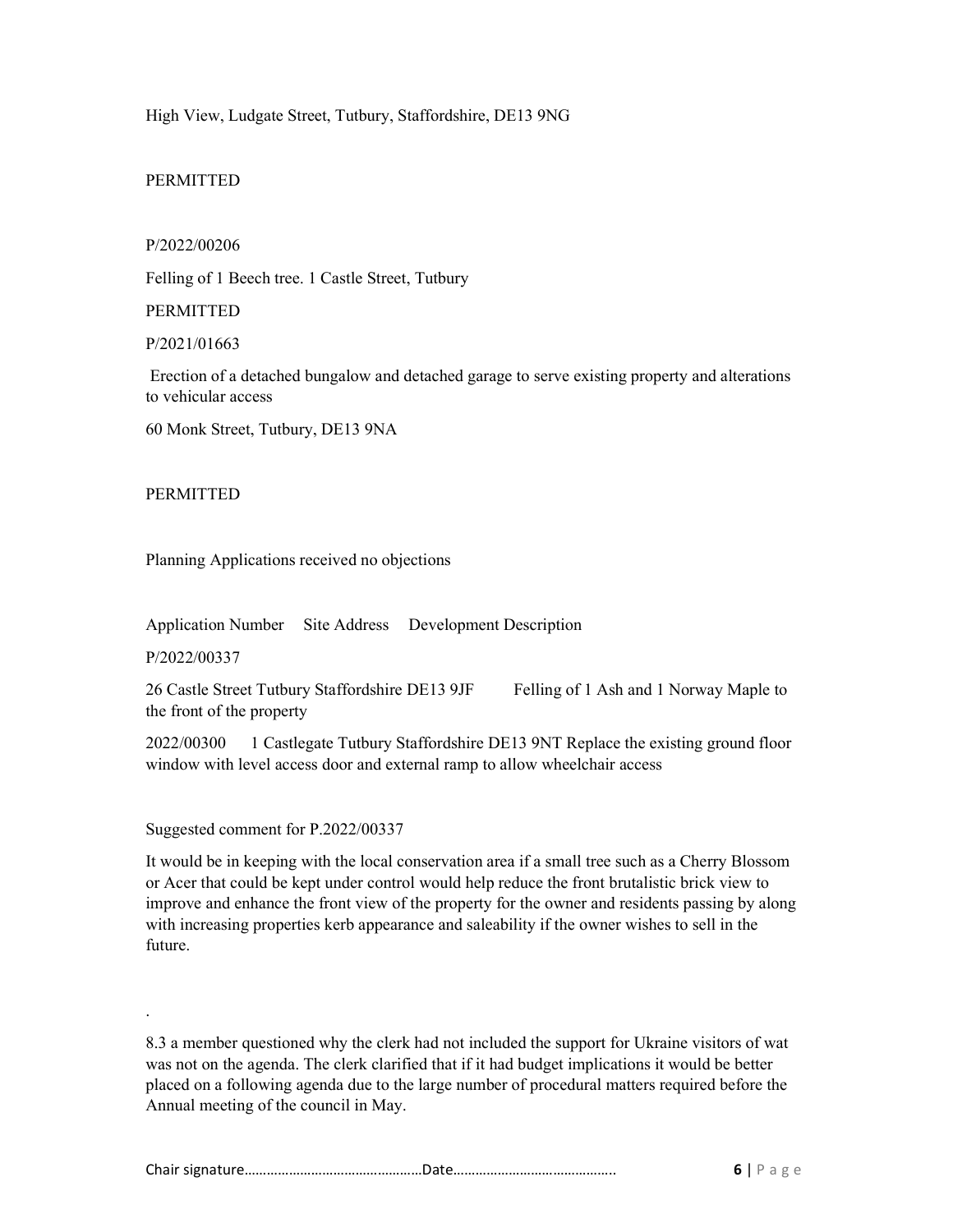High View, Ludgate Street, Tutbury, Staffordshire, DE13 9NG

PERMITTED

P/2022/00206

Felling of 1 Beech tree. 1 Castle Street, Tutbury

PERMITTED

P/2021/01663

Erection of a detached bungalow and detached garage to serve existing property and alterations to vehicular access

60 Monk Street, Tutbury, DE13 9NA

PERMITTED

Planning Applications received no objections

Application Number Site Address Development Description

P/2022/00337

26 Castle Street Tutbury Staffordshire DE13 9JF Felling of 1 Ash and 1 Norway Maple to the front of the property

2022/00300 1 Castlegate Tutbury Staffordshire DE13 9NT Replace the existing ground floor window with level access door and external ramp to allow wheelchair access

Suggested comment for P.2022/00337

It would be in keeping with the local conservation area if a small tree such as a Cherry Blossom or Acer that could be kept under control would help reduce the front brutalistic brick view to improve and enhance the front view of the property for the owner and residents passing by along with increasing properties kerb appearance and saleability if the owner wishes to sell in the future.

.

8.3 a member questioned why the clerk had not included the support for Ukraine visitors of wat was not on the agenda. The clerk clarified that if it had budget implications it would be better placed on a following agenda due to the large number of procedural matters required before the Annual meeting of the council in May.

Chair signature…………………………………………Date……………………………………..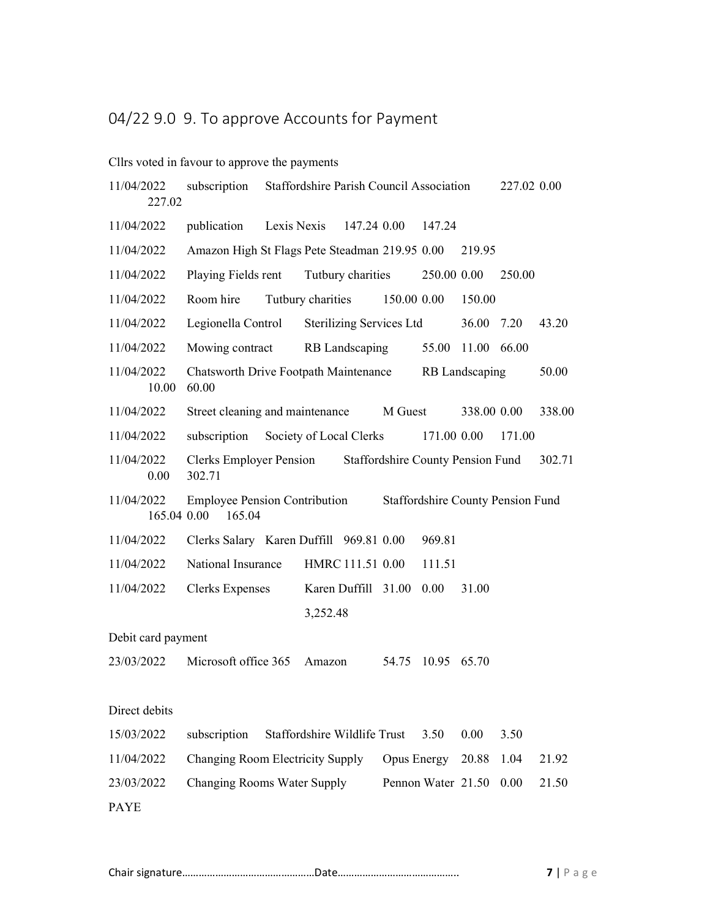## 04/22 9.0 9. To approve Accounts for Payment

Cllrs voted in favour to approve the payments

| Date | Description | Payee | Net | VAT | Total |
|---|---|---|---|---|---|
| 11/04/2022 | subscription | Staffordshire Parish Council Association | 227.02 | 0.00 | 227.02 |
| 11/04/2022 | publication | Lexis Nexis | 147.24 | 0.00 | 147.24 |
| 11/04/2022 | Amazon High St Flags | Pete Steadman | 219.95 | 0.00 | 219.95 |
| 11/04/2022 | Playing Fields rent | Tutbury charities | 250.00 | 0.00 | 250.00 |
| 11/04/2022 | Room hire | Tutbury charities | 150.00 | 0.00 | 150.00 |
| 11/04/2022 | Legionella Control | Sterilizing Services Ltd | 36.00 | 7.20 | 43.20 |
| 11/04/2022 | Mowing contract | RB Landscaping | 55.00 | 11.00 | 66.00 |
| 11/04/2022 | Chatsworth Drive Footpath Maintenance | RB Landscaping | 50.00 | 10.00 | 60.00 |
| 11/04/2022 | Street cleaning and maintenance | M Guest | 338.00 | 0.00 | 338.00 |
| 11/04/2022 | subscription | Society of Local Clerks | 171.00 | 0.00 | 171.00 |
| 11/04/2022 | Clerks Employer Pension | Staffordshire County Pension Fund | 302.71 | 0.00 | 302.71 |
| 11/04/2022 | Employee Pension Contribution | Staffordshire County Pension Fund | 165.04 | 0.00 | 165.04 |
| 11/04/2022 | Clerks Salary | Karen Duffill | 969.81 | 0.00 | 969.81 |
| 11/04/2022 | National Insurance | HMRC | 111.51 | 0.00 | 111.51 |
| 11/04/2022 | Clerks Expenses | Karen Duffill | 31.00 | 0.00 | 31.00 |
| | | 3,252.48 | | | |

Debit card payment

| Date | Description | Payee | Net | VAT | Total |
|---|---|---|---|---|---|
| 23/03/2022 | Microsoft office 365 | Amazon | 54.75 | 10.95 | 65.70 |

Direct debits

| Date | Description | Payee | Net | VAT | Total |
|---|---|---|---|---|---|
| 15/03/2022 | subscription | Staffordshire Wildlife Trust | 3.50 | 0.00 | 3.50 |
| 11/04/2022 | Changing Room Electricity Supply | Opus Energy | 20.88 | 1.04 | 21.92 |
| 23/03/2022 | Changing Rooms Water Supply | Pennon Water | 21.50 | 0.00 | 21.50 |

PAYE

Chair signature…………………………………………Date……………………………………..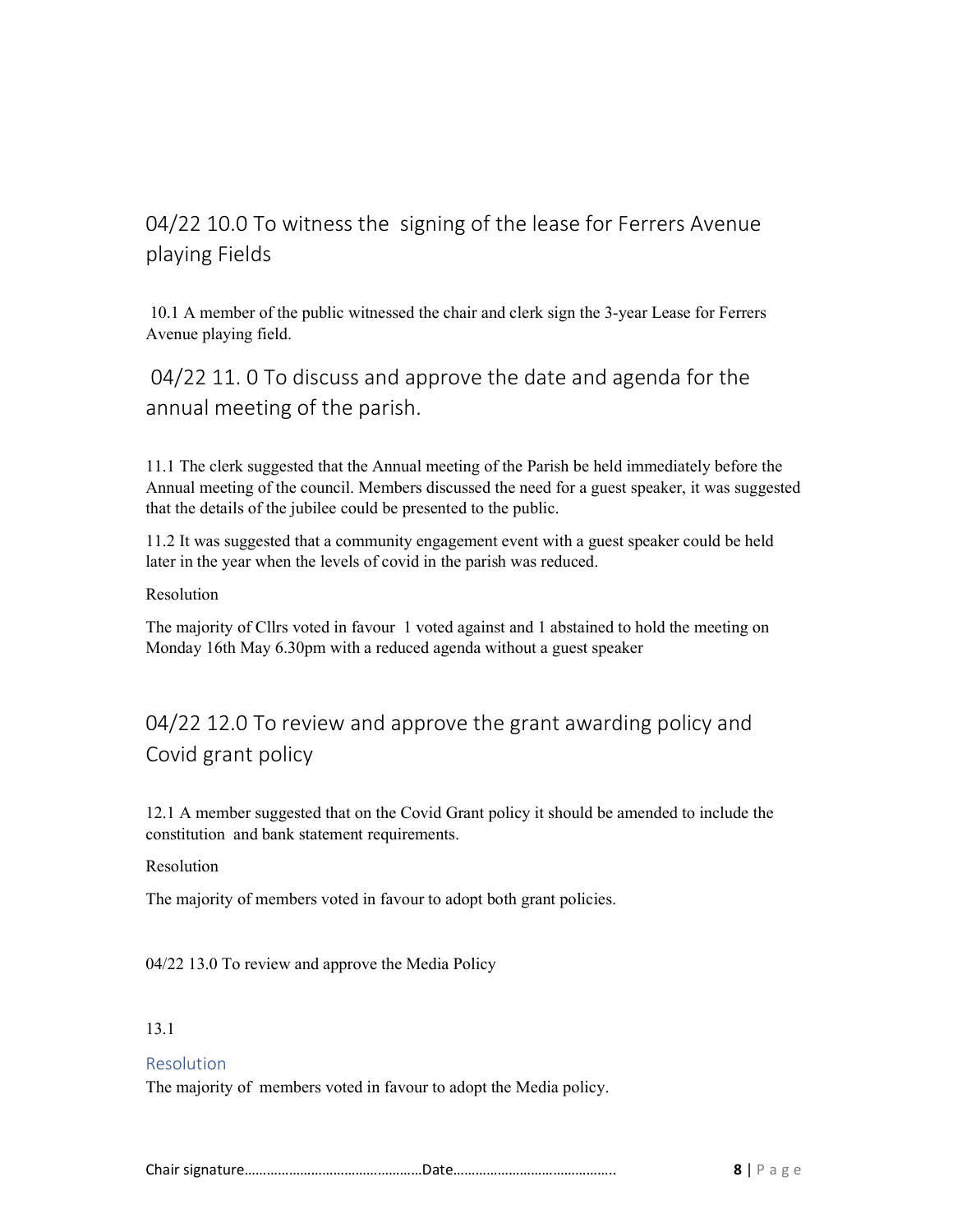## 04/22 10.0 To witness the signing of the lease for Ferrers Avenue playing Fields

10.1 A member of the public witnessed the chair and clerk sign the 3-year Lease for Ferrers Avenue playing field.

## 04/22 11. 0 To discuss and approve the date and agenda for the annual meeting of the parish.

11.1 The clerk suggested that the Annual meeting of the Parish be held immediately before the Annual meeting of the council. Members discussed the need for a guest speaker, it was suggested that the details of the jubilee could be presented to the public.

11.2 It was suggested that a community engagement event with a guest speaker could be held later in the year when the levels of covid in the parish was reduced.

Resolution

The majority of Cllrs voted in favour 1 voted against and 1 abstained to hold the meeting on Monday 16th May 6.30pm with a reduced agenda without a guest speaker

## 04/22 12.0 To review and approve the grant awarding policy and Covid grant policy

12.1 A member suggested that on the Covid Grant policy it should be amended to include the constitution and bank statement requirements.

Resolution

The majority of members voted in favour to adopt both grant policies.

04/22 13.0 To review and approve the Media Policy

13.1

### Resolution

The majority of members voted in favour to adopt the Media policy.

Chair signature……………………………………….Date……………………………………..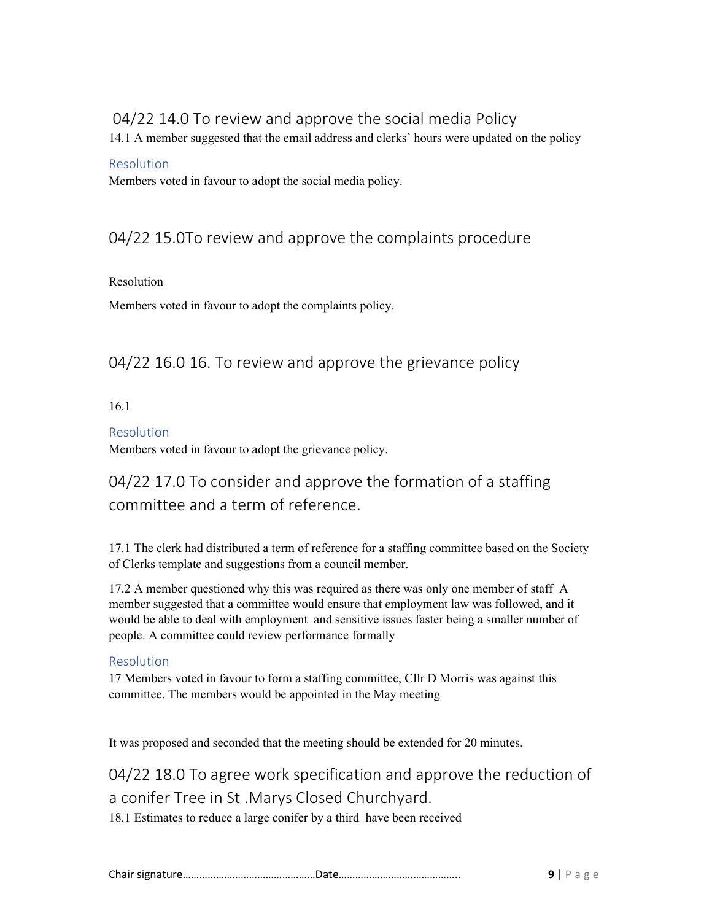## 04/22 14.0 To review and approve the social media Policy

14.1 A member suggested that the email address and clerks' hours were updated on the policy

### Resolution

Members voted in favour to adopt the social media policy.

## 04/22 15.0To review and approve the complaints procedure

Resolution

Members voted in favour to adopt the complaints policy.

## 04/22 16.0 16. To review and approve the grievance policy

16.1

### Resolution

Members voted in favour to adopt the grievance policy.

## 04/22 17.0 To consider and approve the formation of a staffing committee and a term of reference.

17.1 The clerk had distributed a term of reference for a staffing committee based on the Society of Clerks template and suggestions from a council member.

17.2 A member questioned why this was required as there was only one member of staff A member suggested that a committee would ensure that employment law was followed, and it would be able to deal with employment and sensitive issues faster being a smaller number of people. A committee could review performance formally

### Resolution

17 Members voted in favour to form a staffing committee, Cllr D Morris was against this committee. The members would be appointed in the May meeting

It was proposed and seconded that the meeting should be extended for 20 minutes.

## 04/22 18.0 To agree work specification and approve the reduction of a conifer Tree in St .Marys Closed Churchyard.

18.1 Estimates to reduce a large conifer by a third have been received

Chair signature……………………………………….Date…………………………………..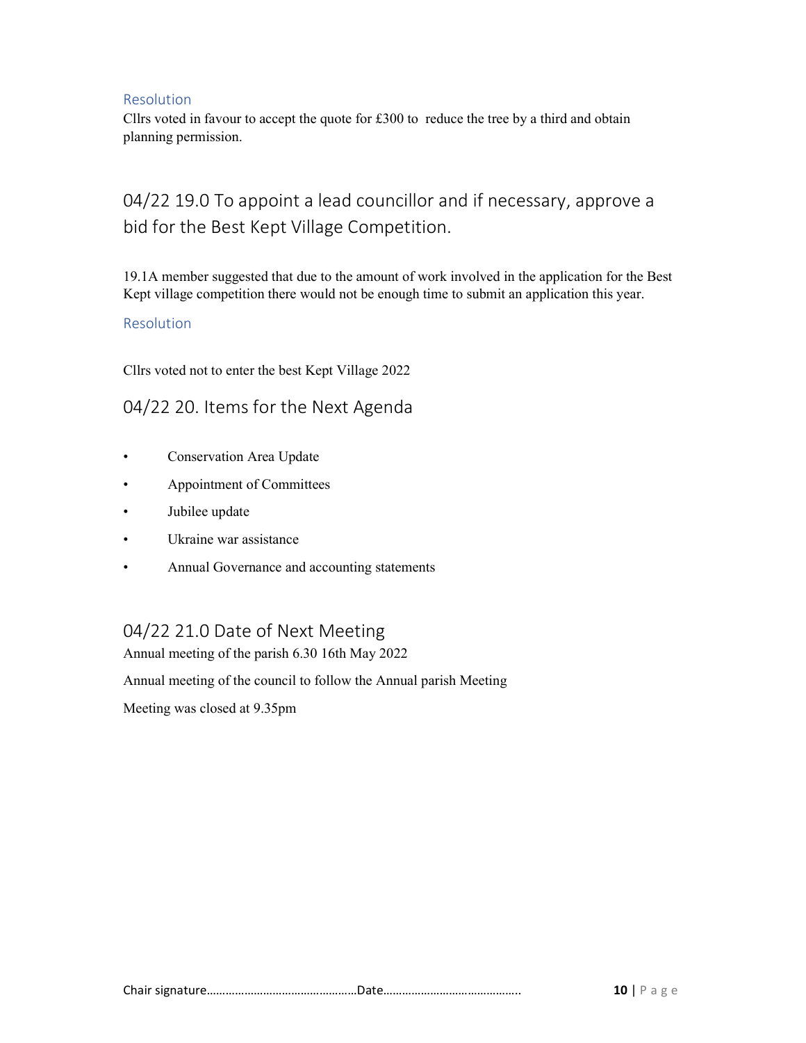### Resolution

Cllrs voted in favour to accept the quote for £300 to reduce the tree by a third and obtain planning permission.

## 04/22 19.0 To appoint a lead councillor and if necessary, approve a bid for the Best Kept Village Competition.

19.1A member suggested that due to the amount of work involved in the application for the Best Kept village competition there would not be enough time to submit an application this year.

### Resolution

Cllrs voted not to enter the best Kept Village 2022

## 04/22 20. Items for the Next Agenda

- Conservation Area Update
- Appointment of Committees
- Jubilee update
- Ukraine war assistance
- Annual Governance and accounting statements

## 04/22 21.0 Date of Next Meeting

Annual meeting of the parish 6.30 16th May 2022

Annual meeting of the council to follow the Annual parish Meeting

Meeting was closed at 9.35pm

Chair signature…………………………………………Date……………………………………..